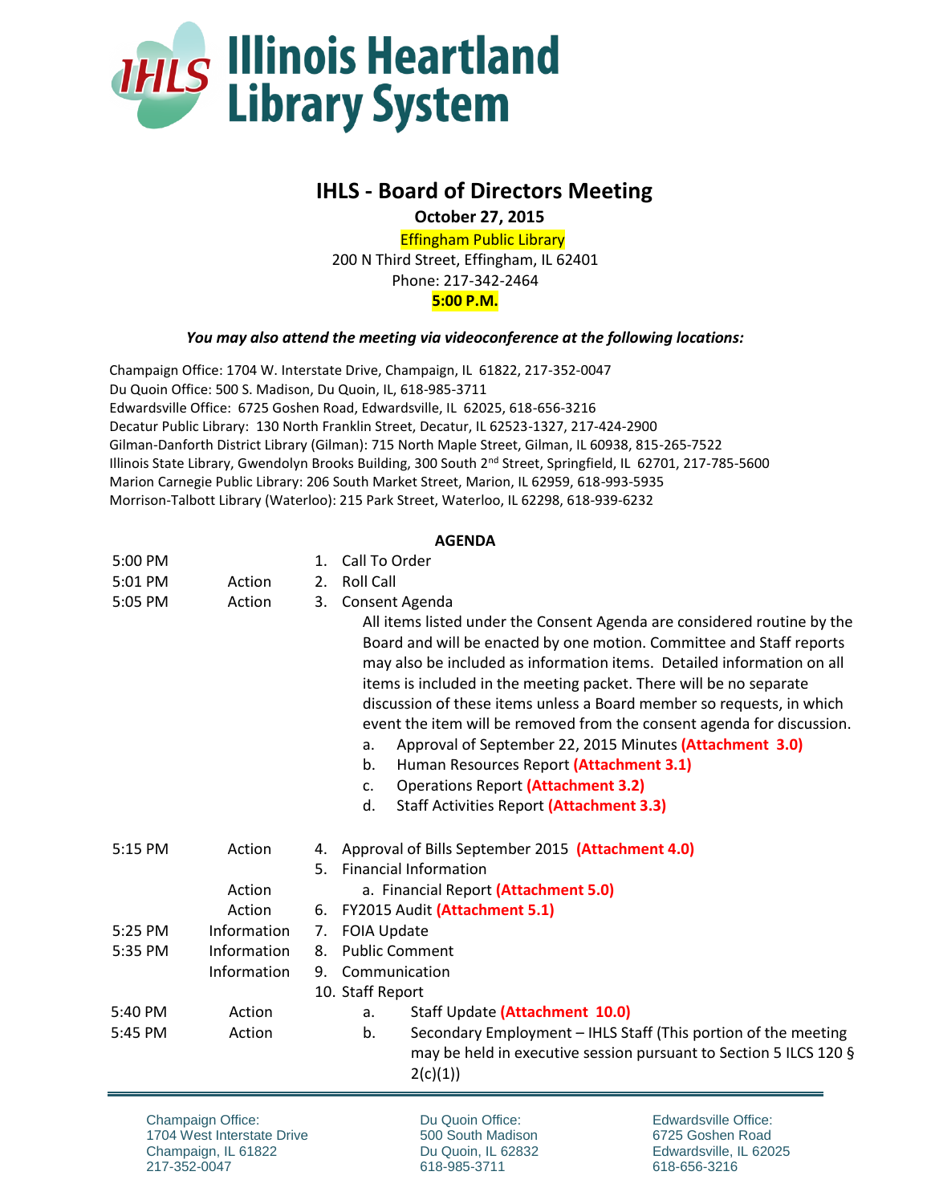# Illinois Heartland Library System

## IHLS - Board of Directors Meeting

**October 27, 2015**

Effingham Public Library
200 N Third Street, Effingham, IL 62401
Phone: 217-342-2464
**5:00 P.M.**

***You may also attend the meeting via videoconference at the following locations:***

Champaign Office: 1704 W. Interstate Drive, Champaign, IL 61822, 217-352-0047
Du Quoin Office: 500 S. Madison, Du Quoin, IL, 618-985-3711
Edwardsville Office: 6725 Goshen Road, Edwardsville, IL 62025, 618-656-3216
Decatur Public Library: 130 North Franklin Street, Decatur, IL 62523-1327, 217-424-2900
Gilman-Danforth District Library (Gilman): 715 North Maple Street, Gilman, IL 60938, 815-265-7522
Illinois State Library, Gwendolyn Brooks Building, 300 South 2nd Street, Springfield, IL 62701, 217-785-5600
Marion Carnegie Public Library: 206 South Market Street, Marion, IL 62959, 618-993-5935
Morrison-Talbott Library (Waterloo): 215 Park Street, Waterloo, IL 62298, 618-939-6232

**AGENDA**

| Time | Type | Item |
|---|---|---|
| 5:00 PM | | 1. Call To Order |
| 5:01 PM | Action | 2. Roll Call |
| 5:05 PM | Action | 3. Consent Agenda<br>All items listed under the Consent Agenda are considered routine by the Board and will be enacted by one motion. Committee and Staff reports may also be included as information items. Detailed information on all items is included in the meeting packet. There will be no separate discussion of these items unless a Board member so requests, in which event the item will be removed from the consent agenda for discussion.<br>a. Approval of September 22, 2015 Minutes **(Attachment 3.0)**<br>b. Human Resources Report **(Attachment 3.1)**<br>c. Operations Report **(Attachment 3.2)**<br>d. Staff Activities Report **(Attachment 3.3)** |
| 5:15 PM | Action | 4. Approval of Bills September 2015 **(Attachment 4.0)** |
| | | 5. Financial Information |
| | Action | a. Financial Report **(Attachment 5.0)** |
| | Action | 6. FY2015 Audit **(Attachment 5.1)** |
| 5:25 PM | Information | 7. FOIA Update |
| 5:35 PM | Information | 8. Public Comment |
| | Information | 9. Communication |
| | | 10. Staff Report |
| 5:40 PM | Action | a. Staff Update **(Attachment 10.0)** |
| 5:45 PM | Action | b. Secondary Employment – IHLS Staff (This portion of the meeting may be held in executive session pursuant to Section 5 ILCS 120 § 2(c)(1)) |

Champaign Office:
1704 West Interstate Drive
Champaign, IL 61822
217-352-0047

Du Quoin Office:
500 South Madison
Du Quoin, IL 62832
618-985-3711

Edwardsville Office:
6725 Goshen Road
Edwardsville, IL 62025
618-656-3216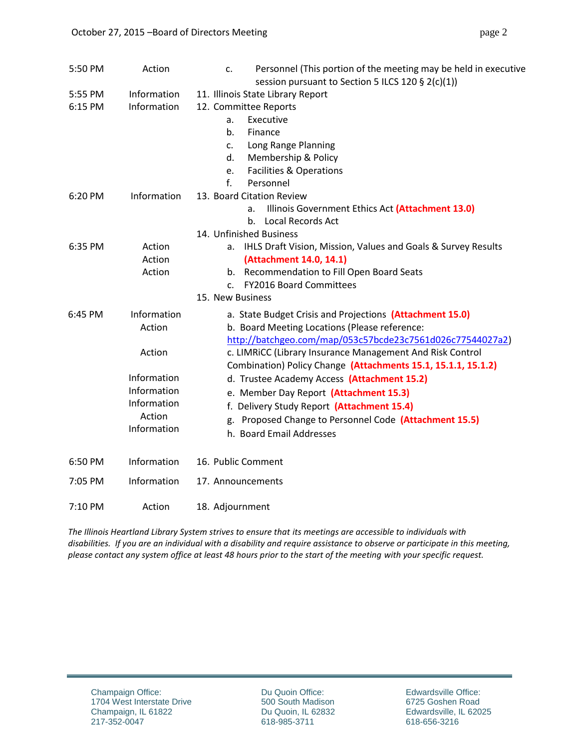| | | |
|---|---|---|
| 5:50 PM | Action | c. Personnel (This portion of the meeting may be held in executive session pursuant to Section 5 ILCS 120 § 2(c)(1)) |
| 5:55 PM | Information | 11. Illinois State Library Report |
| 6:15 PM | Information | 12. Committee Reports<br>a. Executive<br>b. Finance<br>c. Long Range Planning<br>d. Membership & Policy<br>e. Facilities & Operations<br>f. Personnel |
| 6:20 PM | Information | 13. Board Citation Review<br>a. Illinois Government Ethics Act **(Attachment 13.0)**<br>b. Local Records Act |
| | | 14. Unfinished Business |
| 6:35 PM | Action | a. IHLS Draft Vision, Mission, Values and Goals & Survey Results **(Attachment 14.0, 14.1)** |
| | Action | b. Recommendation to Fill Open Board Seats |
| | Action | c. FY2016 Board Committees |
| | | 15. New Business |
| 6:45 PM | Information | a. State Budget Crisis and Projections **(Attachment 15.0)** |
| | Action | b. Board Meeting Locations (Please reference: http://batchgeo.com/map/053c57bcde23c7561d026c77544027a2) |
| | Action | c. LIMRiCC (Library Insurance Management And Risk Control Combination) Policy Change **(Attachments 15.1, 15.1.1, 15.1.2)** |
| | Information | d. Trustee Academy Access **(Attachment 15.2)** |
| | Information | e. Member Day Report **(Attachment 15.3)** |
| | Information | f. Delivery Study Report **(Attachment 15.4)** |
| | Action | g. Proposed Change to Personnel Code **(Attachment 15.5)** |
| | Information | h. Board Email Addresses |
| 6:50 PM | Information | 16. Public Comment |
| 7:05 PM | Information | 17. Announcements |
| 7:10 PM | Action | 18. Adjournment |

*The Illinois Heartland Library System strives to ensure that its meetings are accessible to individuals with disabilities. If you are an individual with a disability and require assistance to observe or participate in this meeting, please contact any system office at least 48 hours prior to the start of the meeting with your specific request.*

Champaign Office:
1704 West Interstate Drive
Champaign, IL 61822
217-352-0047

Du Quoin Office:
500 South Madison
Du Quoin, IL 62832
618-985-3711

Edwardsville Office:
6725 Goshen Road
Edwardsville, IL 62025
618-656-3216